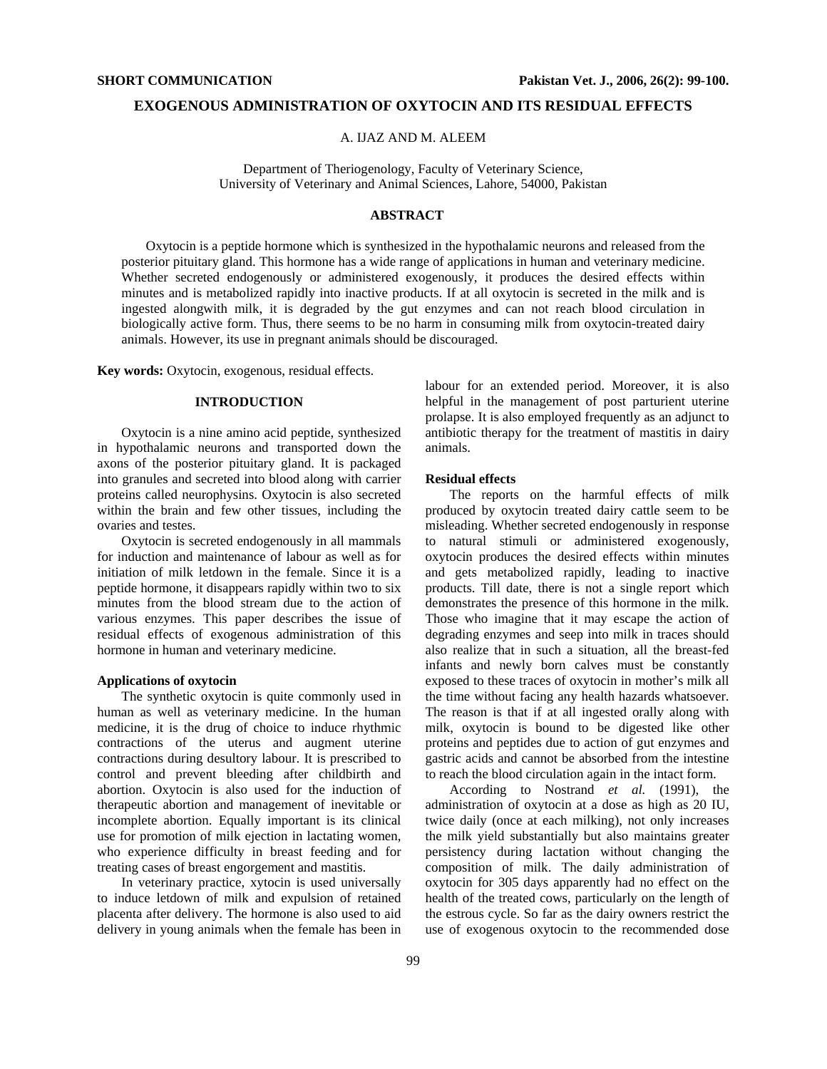SHORT COMMUNICATION

# EXOGENOUS ADMINISTRATION OF OXYTOCIN AND ITS RESIDUAL EFFECTS

A. IJAZ AND M. ALEEM

Department of Theriogenology, Faculty of Veterinary Science,
University of Veterinary and Animal Sciences, Lahore, 54000, Pakistan

## ABSTRACT

Oxytocin is a peptide hormone which is synthesized in the hypothalamic neurons and released from the posterior pituitary gland. This hormone has a wide range of applications in human and veterinary medicine. Whether secreted endogenously or administered exogenously, it produces the desired effects within minutes and is metabolized rapidly into inactive products. If at all oxytocin is secreted in the milk and is ingested alongwith milk, it is degraded by the gut enzymes and can not reach blood circulation in biologically active form. Thus, there seems to be no harm in consuming milk from oxytocin-treated dairy animals. However, its use in pregnant animals should be discouraged.

**Key words:** Oxytocin, exogenous, residual effects.

## INTRODUCTION

Oxytocin is a nine amino acid peptide, synthesized in hypothalamic neurons and transported down the axons of the posterior pituitary gland. It is packaged into granules and secreted into blood along with carrier proteins called neurophysins. Oxytocin is also secreted within the brain and few other tissues, including the ovaries and testes.

Oxytocin is secreted endogenously in all mammals for induction and maintenance of labour as well as for initiation of milk letdown in the female. Since it is a peptide hormone, it disappears rapidly within two to six minutes from the blood stream due to the action of various enzymes. This paper describes the issue of residual effects of exogenous administration of this hormone in human and veterinary medicine.

### Applications of oxytocin

The synthetic oxytocin is quite commonly used in human as well as veterinary medicine. In the human medicine, it is the drug of choice to induce rhythmic contractions of the uterus and augment uterine contractions during desultory labour. It is prescribed to control and prevent bleeding after childbirth and abortion. Oxytocin is also used for the induction of therapeutic abortion and management of inevitable or incomplete abortion. Equally important is its clinical use for promotion of milk ejection in lactating women, who experience difficulty in breast feeding and for treating cases of breast engorgement and mastitis.

In veterinary practice, xytocin is used universally to induce letdown of milk and expulsion of retained placenta after delivery. The hormone is also used to aid delivery in young animals when the female has been in labour for an extended period. Moreover, it is also helpful in the management of post parturient uterine prolapse. It is also employed frequently as an adjunct to antibiotic therapy for the treatment of mastitis in dairy animals.

### Residual effects

The reports on the harmful effects of milk produced by oxytocin treated dairy cattle seem to be misleading. Whether secreted endogenously in response to natural stimuli or administered exogenously, oxytocin produces the desired effects within minutes and gets metabolized rapidly, leading to inactive products. Till date, there is not a single report which demonstrates the presence of this hormone in the milk. Those who imagine that it may escape the action of degrading enzymes and seep into milk in traces should also realize that in such a situation, all the breast-fed infants and newly born calves must be constantly exposed to these traces of oxytocin in mother's milk all the time without facing any health hazards whatsoever. The reason is that if at all ingested orally along with milk, oxytocin is bound to be digested like other proteins and peptides due to action of gut enzymes and gastric acids and cannot be absorbed from the intestine to reach the blood circulation again in the intact form.

According to Nostrand *et al.* (1991), the administration of oxytocin at a dose as high as 20 IU, twice daily (once at each milking), not only increases the milk yield substantially but also maintains greater persistency during lactation without changing the composition of milk. The daily administration of oxytocin for 305 days apparently had no effect on the health of the treated cows, particularly on the length of the estrous cycle. So far as the dairy owners restrict the use of exogenous oxytocin to the recommended dose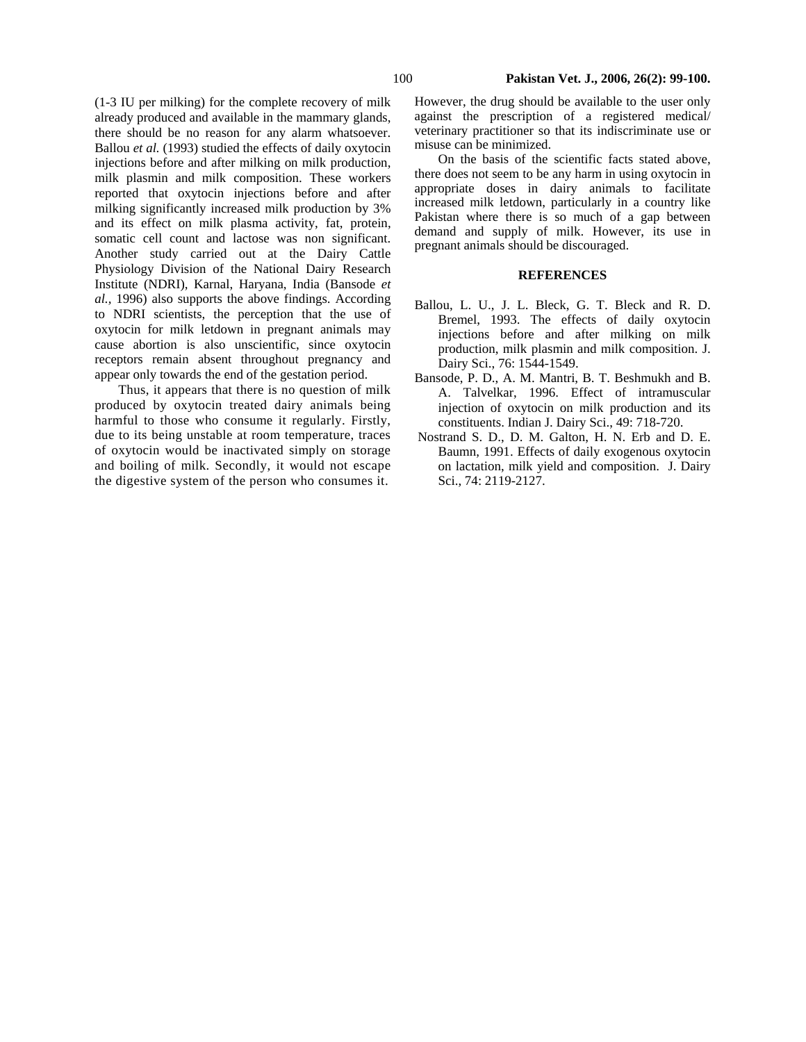(1-3 IU per milking) for the complete recovery of milk already produced and available in the mammary glands, there should be no reason for any alarm whatsoever. Ballou *et al.* (1993) studied the effects of daily oxytocin injections before and after milking on milk production, milk plasmin and milk composition. These workers reported that oxytocin injections before and after milking significantly increased milk production by 3% and its effect on milk plasma activity, fat, protein, somatic cell count and lactose was non significant. Another study carried out at the Dairy Cattle Physiology Division of the National Dairy Research Institute (NDRI), Karnal, Haryana, India (Bansode *et al.*, 1996) also supports the above findings. According to NDRI scientists, the perception that the use of oxytocin for milk letdown in pregnant animals may cause abortion is also unscientific, since oxytocin receptors remain absent throughout pregnancy and appear only towards the end of the gestation period.

Thus, it appears that there is no question of milk produced by oxytocin treated dairy animals being harmful to those who consume it regularly. Firstly, due to its being unstable at room temperature, traces of oxytocin would be inactivated simply on storage and boiling of milk. Secondly, it would not escape the digestive system of the person who consumes it. However, the drug should be available to the user only against the prescription of a registered medical/ veterinary practitioner so that its indiscriminate use or misuse can be minimized.

On the basis of the scientific facts stated above, there does not seem to be any harm in using oxytocin in appropriate doses in dairy animals to facilitate increased milk letdown, particularly in a country like Pakistan where there is so much of a gap between demand and supply of milk. However, its use in pregnant animals should be discouraged.

## REFERENCES

Ballou, L. U., J. L. Bleck, G. T. Bleck and R. D. Bremel, 1993. The effects of daily oxytocin injections before and after milking on milk production, milk plasmin and milk composition. J. Dairy Sci., 76: 1544-1549.

Bansode, P. D., A. M. Mantri, B. T. Beshmukh and B. A. Talvelkar, 1996. Effect of intramuscular injection of oxytocin on milk production and its constituents. Indian J. Dairy Sci., 49: 718-720.

Nostrand S. D., D. M. Galton, H. N. Erb and D. E. Baumn, 1991. Effects of daily exogenous oxytocin on lactation, milk yield and composition. J. Dairy Sci., 74: 2119-2127.